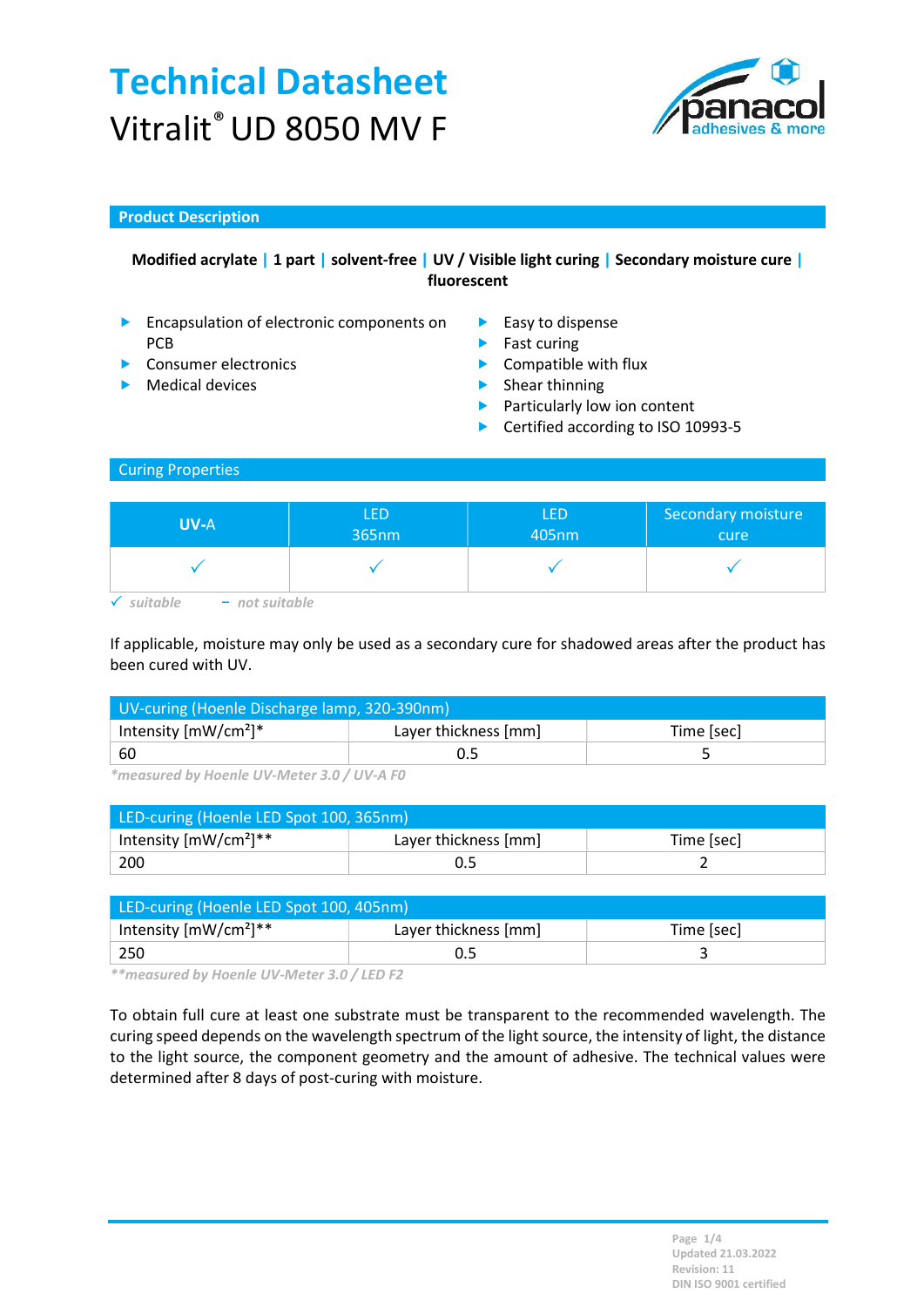# Technical Datasheet

Vitralit® UD 8050 MV F

## Product Description

**Modified acrylate | 1 part | solvent-free | UV / Visible light curing | Secondary moisture cure | fluorescent**

- Encapsulation of electronic components on PCB
- Consumer electronics
- Medical devices

- Easy to dispense
- Fast curing
- Compatible with flux
- Shear thinning
- Particularly low ion content
- Certified according to ISO 10993-5

## Curing Properties

| UV-A | LED 365nm | LED 405nm | Secondary moisture cure |
|---|---|---|---|
| ✓ | ✓ | ✓ | ✓ |

*✓ suitable – not suitable*

If applicable, moisture may only be used as a secondary cure for shadowed areas after the product has been cured with UV.

| UV-curing (Hoenle Discharge lamp, 320-390nm) | | |
|---|---|---|
| Intensity [mW/cm²]* | Layer thickness [mm] | Time [sec] |
| 60 | 0.5 | 5 |

*\*measured by Hoenle UV-Meter 3.0 / UV-A F0*

| LED-curing (Hoenle LED Spot 100, 365nm) | | |
|---|---|---|
| Intensity [mW/cm²]** | Layer thickness [mm] | Time [sec] |
| 200 | 0.5 | 2 |

| LED-curing (Hoenle LED Spot 100, 405nm) | | |
|---|---|---|
| Intensity [mW/cm²]** | Layer thickness [mm] | Time [sec] |
| 250 | 0.5 | 3 |

*\*\*measured by Hoenle UV-Meter 3.0 / LED F2*

To obtain full cure at least one substrate must be transparent to the recommended wavelength. The curing speed depends on the wavelength spectrum of the light source, the intensity of light, the distance to the light source, the component geometry and the amount of adhesive. The technical values were determined after 8 days of post-curing with moisture.

Updated 21.03.2022
Revision: 11
DIN ISO 9001 certified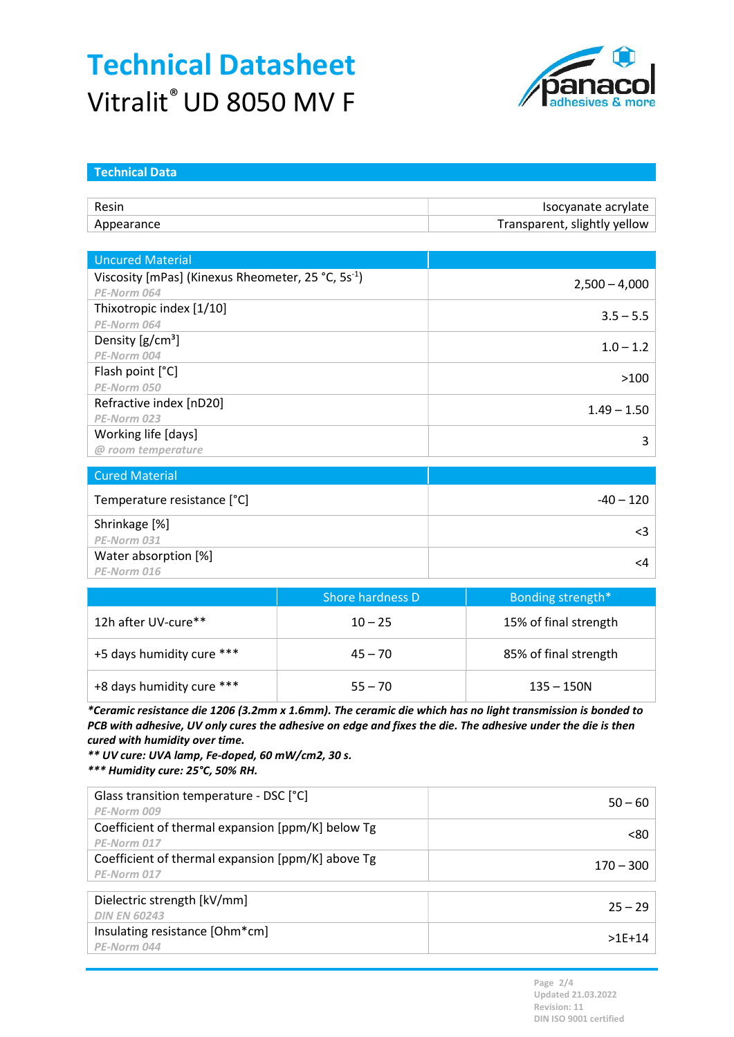# Technical Datasheet

Vitralit® UD 8050 MV F

## Technical Data

| Resin | Isocyanate acrylate |
|---|---|
| Appearance | Transparent, slightly yellow |

| Uncured Material | |
|---|---|
| Viscosity [mPas] (Kinexus Rheometer, 25 °C, 5s$^{-1}$)<br>*PE-Norm 064* | 2,500 – 4,000 |
| Thixotropic index [1/10]<br>*PE-Norm 064* | 3.5 – 5.5 |
| Density [g/cm³]<br>*PE-Norm 004* | 1.0 – 1.2 |
| Flash point [°C]<br>*PE-Norm 050* | >100 |
| Refractive index [nD20]<br>*PE-Norm 023* | 1.49 – 1.50 |
| Working life [days]<br>*@ room temperature* | 3 |

| Cured Material | |
|---|---|
| Temperature resistance [°C] | -40 – 120 |
| Shrinkage [%]<br>*PE-Norm 031* | <3 |
| Water absorption [%]<br>*PE-Norm 016* | <4 |

| | Shore hardness D | Bonding strength* |
|---|---|---|
| 12h after UV-cure** | 10 – 25 | 15% of final strength |
| +5 days humidity cure *** | 45 – 70 | 85% of final strength |
| +8 days humidity cure *** | 55 – 70 | 135 – 150N |

***Ceramic resistance die 1206 (3.2mm x 1.6mm). The ceramic die which has no light transmission is bonded to PCB with adhesive, UV only cures the adhesive on edge and fixes the die. The adhesive under the die is then cured with humidity over time.***

***** UV cure: UVA lamp, Fe-doped, 60 mW/cm2, 30 s.***

****** Humidity cure: 25°C, 50% RH.***

| Glass transition temperature - DSC [°C]<br>*PE-Norm 009* | 50 – 60 |
|---|---|
| Coefficient of thermal expansion [ppm/K] below Tg<br>*PE-Norm 017* | <80 |
| Coefficient of thermal expansion [ppm/K] above Tg<br>*PE-Norm 017* | 170 – 300 |

| Dielectric strength [kV/mm]<br>*DIN EN 60243* | 25 – 29 |
|---|---|
| Insulating resistance [Ohm*cm]<br>*PE-Norm 044* | >1E+14 |

Updated 21.03.2022
Revision: 11
DIN ISO 9001 certified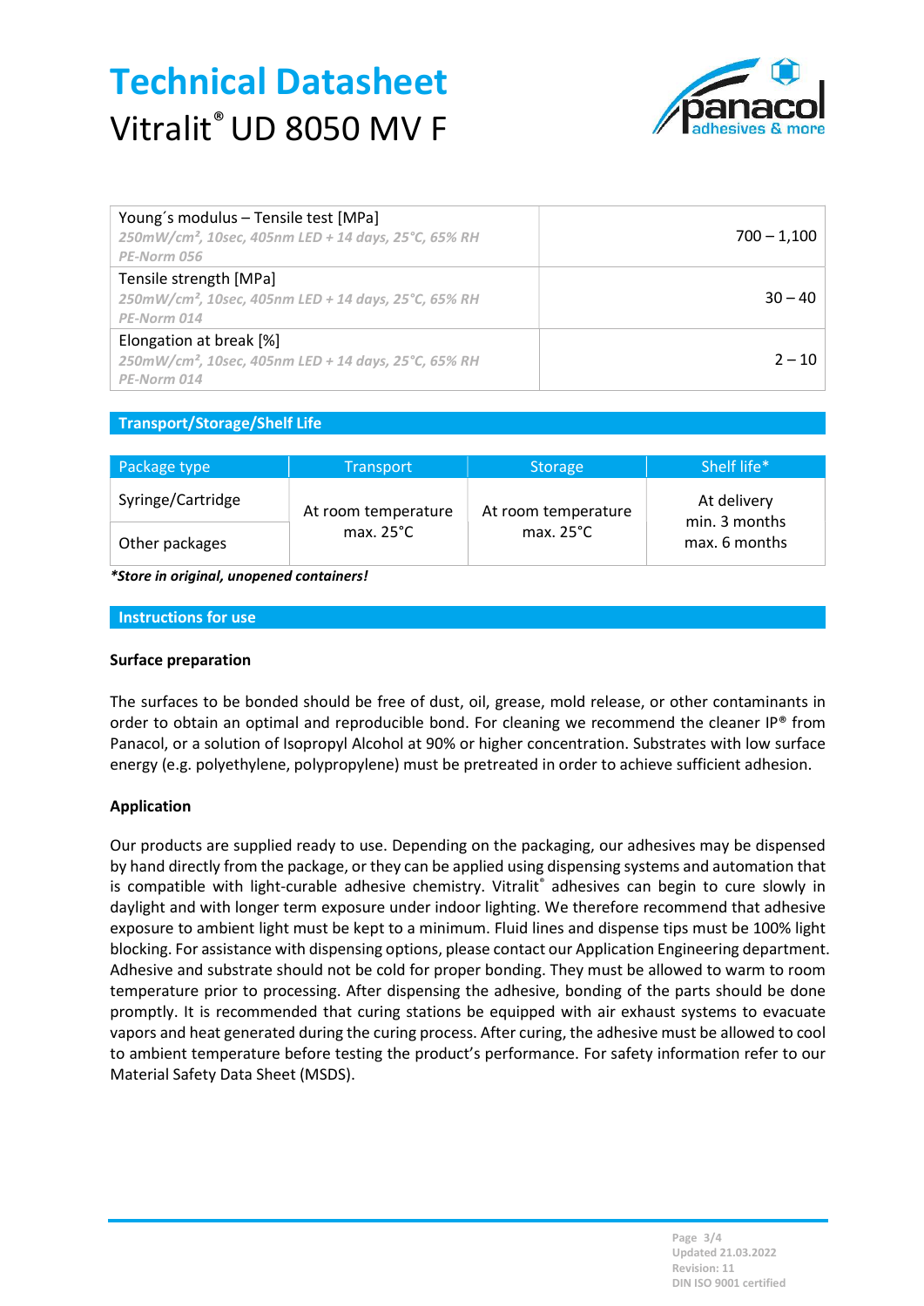# Technical Datasheet

Vitralit® UD 8050 MV F

| Property | Value |
|---|---|
| Young´s modulus – Tensile test [MPa]<br>*250mW/cm², 10sec, 405nm LED + 14 days, 25°C, 65% RH*<br>*PE-Norm 056* | 700 – 1,100 |
| Tensile strength [MPa]<br>*250mW/cm², 10sec, 405nm LED + 14 days, 25°C, 65% RH*<br>*PE-Norm 014* | 30 – 40 |
| Elongation at break [%]<br>*250mW/cm², 10sec, 405nm LED + 14 days, 25°C, 65% RH*<br>*PE-Norm 014* | 2 – 10 |

## Transport/Storage/Shelf Life

| Package type | Transport | Storage | Shelf life* |
|---|---|---|---|
| Syringe/Cartridge | At room temperature max. 25°C | At room temperature max. 25°C | At delivery min. 3 months max. 6 months |
| Other packages | | | |

***Store in original, unopened containers!***

## Instructions for use

### Surface preparation

The surfaces to be bonded should be free of dust, oil, grease, mold release, or other contaminants in order to obtain an optimal and reproducible bond. For cleaning we recommend the cleaner IP® from Panacol, or a solution of Isopropyl Alcohol at 90% or higher concentration. Substrates with low surface energy (e.g. polyethylene, polypropylene) must be pretreated in order to achieve sufficient adhesion.

### Application

Our products are supplied ready to use. Depending on the packaging, our adhesives may be dispensed by hand directly from the package, or they can be applied using dispensing systems and automation that is compatible with light-curable adhesive chemistry. Vitralit® adhesives can begin to cure slowly in daylight and with longer term exposure under indoor lighting. We therefore recommend that adhesive exposure to ambient light must be kept to a minimum. Fluid lines and dispense tips must be 100% light blocking. For assistance with dispensing options, please contact our Application Engineering department. Adhesive and substrate should not be cold for proper bonding. They must be allowed to warm to room temperature prior to processing. After dispensing the adhesive, bonding of the parts should be done promptly. It is recommended that curing stations be equipped with air exhaust systems to evacuate vapors and heat generated during the curing process. After curing, the adhesive must be allowed to cool to ambient temperature before testing the product's performance. For safety information refer to our Material Safety Data Sheet (MSDS).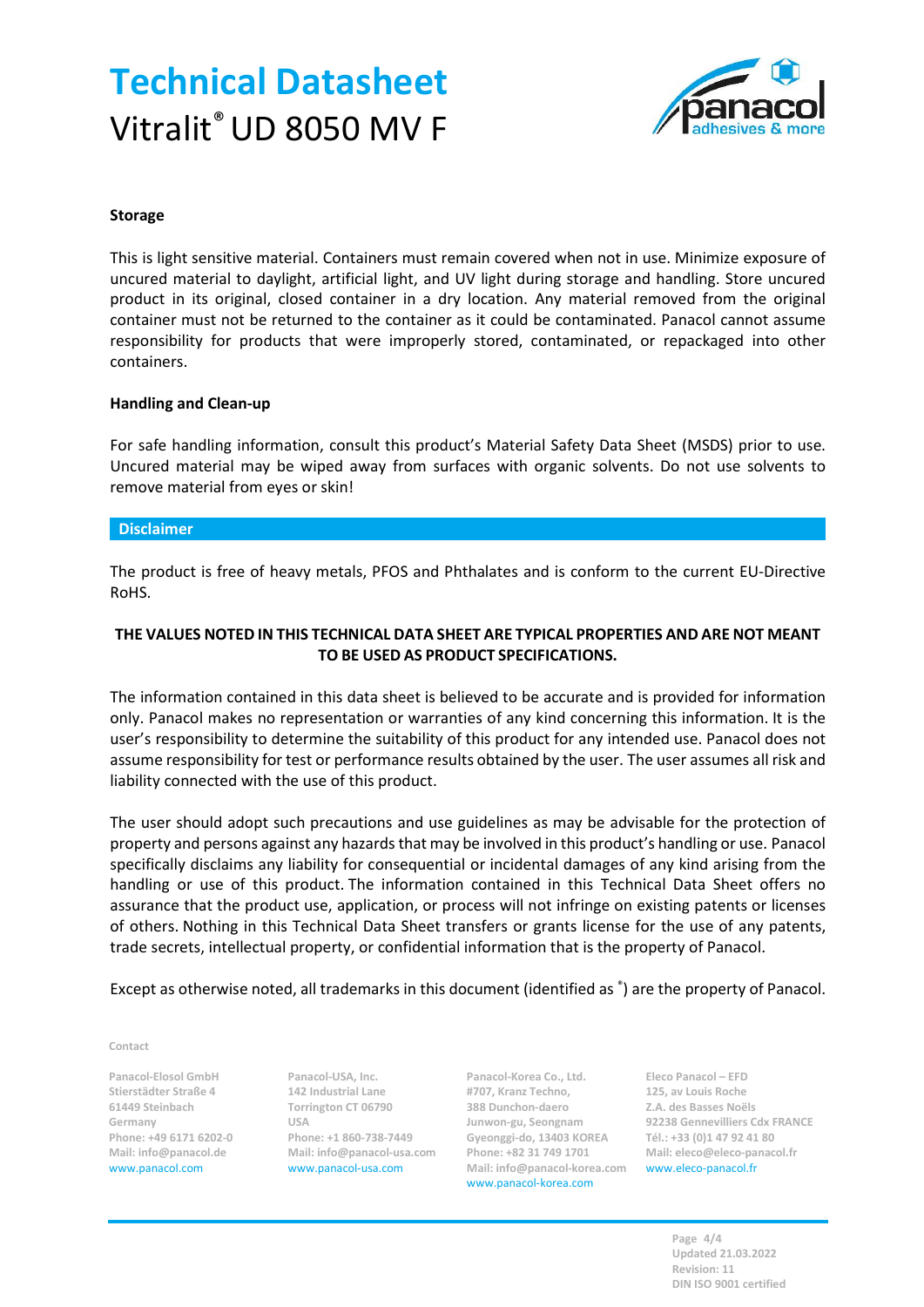## Storage

This is light sensitive material. Containers must remain covered when not in use. Minimize exposure of uncured material to daylight, artificial light, and UV light during storage and handling. Store uncured product in its original, closed container in a dry location. Any material removed from the original container must not be returned to the container as it could be contaminated. Panacol cannot assume responsibility for products that were improperly stored, contaminated, or repackaged into other containers.

## Handling and Clean-up

For safe handling information, consult this product's Material Safety Data Sheet (MSDS) prior to use. Uncured material may be wiped away from surfaces with organic solvents. Do not use solvents to remove material from eyes or skin!

## Disclaimer

The product is free of heavy metals, PFOS and Phthalates and is conform to the current EU-Directive RoHS.

**THE VALUES NOTED IN THIS TECHNICAL DATA SHEET ARE TYPICAL PROPERTIES AND ARE NOT MEANT TO BE USED AS PRODUCT SPECIFICATIONS.**

The information contained in this data sheet is believed to be accurate and is provided for information only. Panacol makes no representation or warranties of any kind concerning this information. It is the user's responsibility to determine the suitability of this product for any intended use. Panacol does not assume responsibility for test or performance results obtained by the user. The user assumes all risk and liability connected with the use of this product.

The user should adopt such precautions and use guidelines as may be advisable for the protection of property and persons against any hazards that may be involved in this product's handling or use. Panacol specifically disclaims any liability for consequential or incidental damages of any kind arising from the handling or use of this product. The information contained in this Technical Data Sheet offers no assurance that the product use, application, or process will not infringe on existing patents or licenses of others. Nothing in this Technical Data Sheet transfers or grants license for the use of any patents, trade secrets, intellectual property, or confidential information that is the property of Panacol.

Except as otherwise noted, all trademarks in this document (identified as ®) are the property of Panacol.

Contact

Panacol-Elosol GmbH
Stierstädter Straße 4
61449 Steinbach
Germany
Phone: +49 6171 6202-0
Mail: info@panacol.de
www.panacol.com

Panacol-USA, Inc.
142 Industrial Lane
Torrington CT 06790
USA
Phone: +1 860-738-7449
Mail: info@panacol-usa.com
www.panacol-usa.com

Panacol-Korea Co., Ltd.
#707, Kranz Techno,
388 Dunchon-daero
Junwon-gu, Seongnam
Gyeonggi-do, 13403 KOREA
Phone: +82 31 749 1701
Mail: info@panacol-korea.com
www.panacol-korea.com

Eleco Panacol – EFD
125, av Louis Roche
Z.A. des Basses Noëls
92238 Gennevilliers Cdx FRANCE
Tél.: +33 (0)1 47 92 41 80
Mail: eleco@eleco-panacol.fr
www.eleco-panacol.fr

Updated 21.03.2022
Revision: 11
DIN ISO 9001 certified